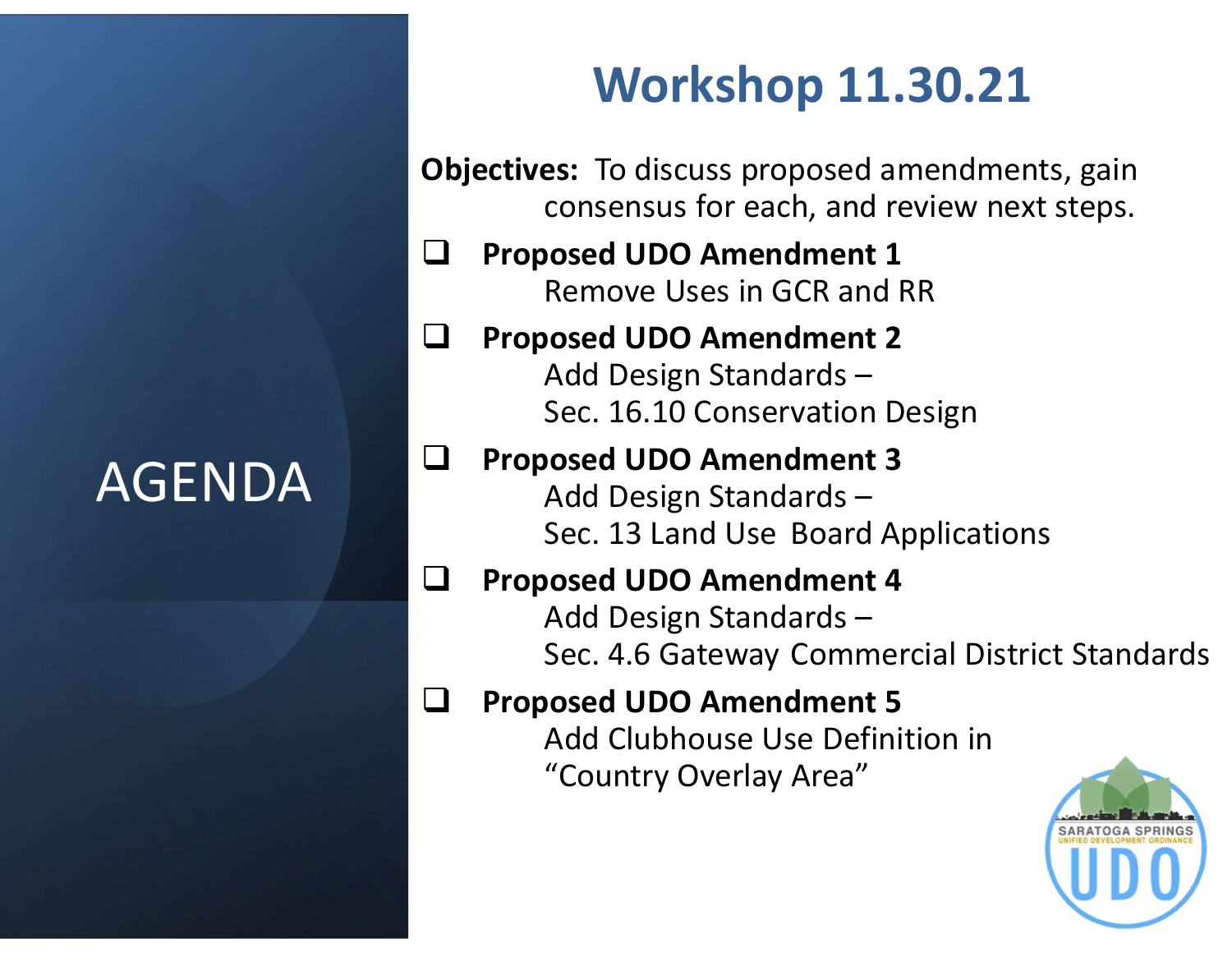# AGENDA

## Workshop 11.30.21

**Objectives:** To discuss proposed amendments, gain consensus for each, and review next steps.

- ❑ **Proposed UDO Amendment 1**
  Remove Uses in GCR and RR
- ❑ **Proposed UDO Amendment 2**
  Add Design Standards –
  Sec. 16.10 Conservation Design
- ❑ **Proposed UDO Amendment 3**
  Add Design Standards –
  Sec. 13 Land Use Board Applications
- ❑ **Proposed UDO Amendment 4**
  Add Design Standards –
  Sec. 4.6 Gateway Commercial District Standards
- ❑ **Proposed UDO Amendment 5**
  Add Clubhouse Use Definition in
  "Country Overlay Area"

SARATOGA SPRINGS UNIFIED DEVELOPMENT ORDINANCE UDO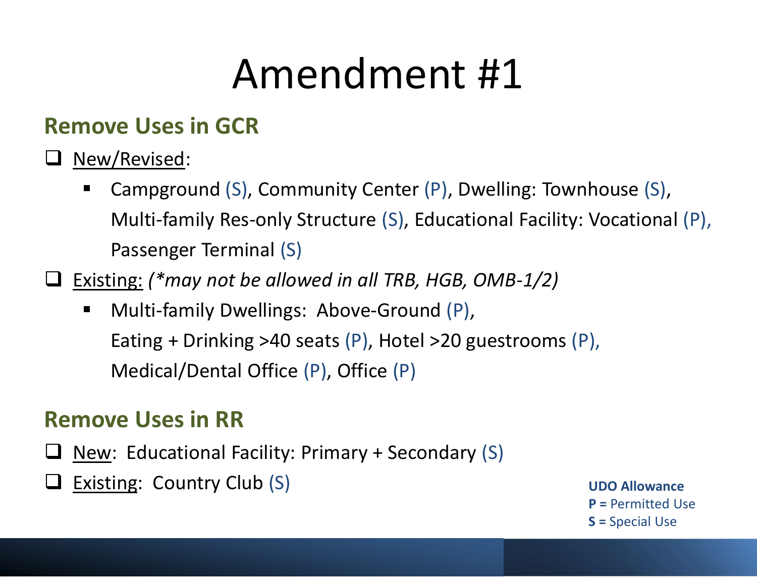# Amendment #1

## Remove Uses in GCR

- [ ] New/Revised:
  - Campground (S), Community Center (P), Dwelling: Townhouse (S), Multi-family Res-only Structure (S), Educational Facility: Vocational (P), Passenger Terminal (S)
- [ ] Existing: *(\*may not be allowed in all TRB, HGB, OMB-1/2)*
  - Multi-family Dwellings: Above-Ground (P), Eating + Drinking >40 seats (P), Hotel >20 guestrooms (P), Medical/Dental Office (P), Office (P)

## Remove Uses in RR

- [ ] New: Educational Facility: Primary + Secondary (S)
- [ ] Existing: Country Club (S)

**UDO Allowance**
**P =** Permitted Use
**S =** Special Use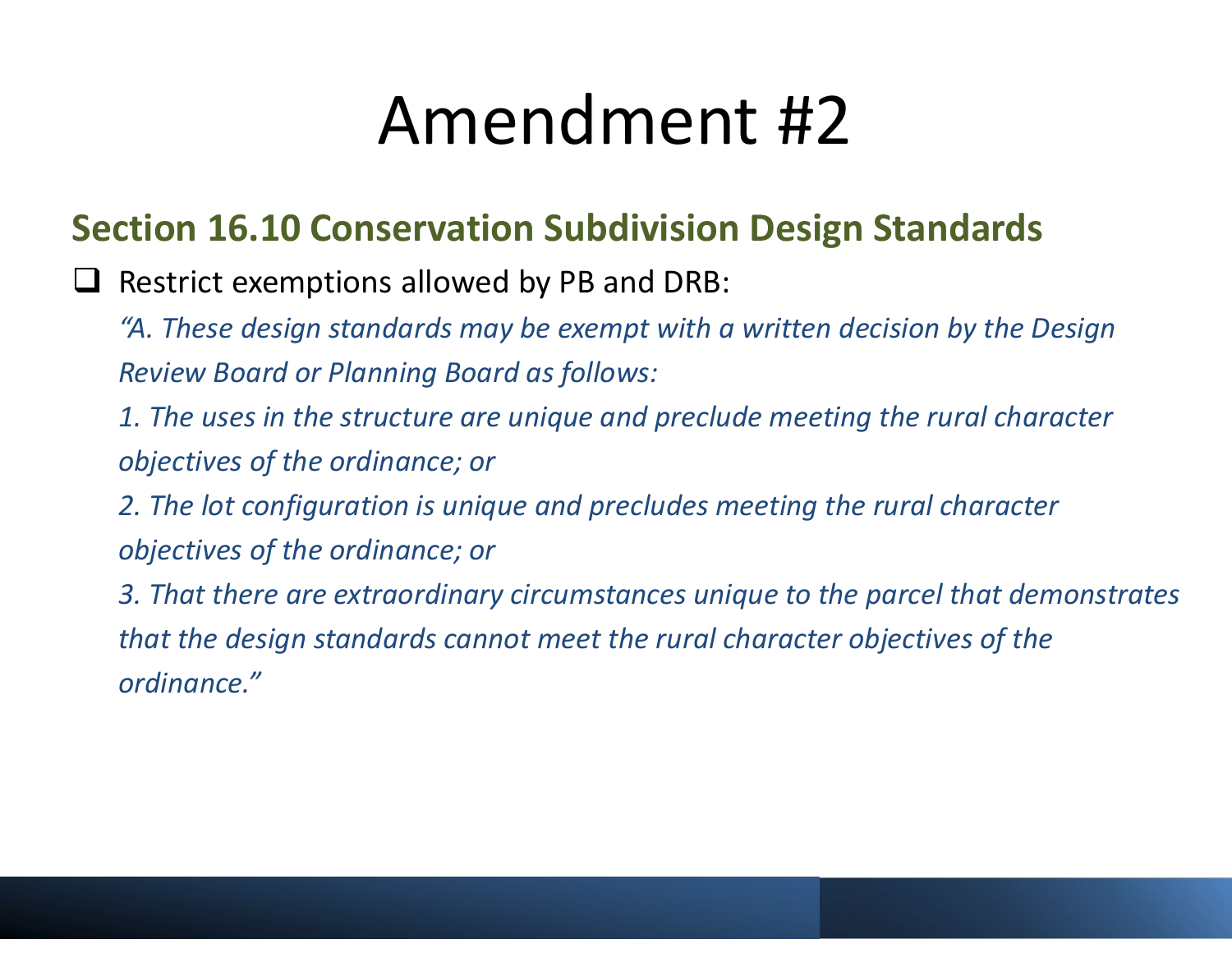# Amendment #2

## Section 16.10 Conservation Subdivision Design Standards

- [ ] Restrict exemptions allowed by PB and DRB:

  *"A. These design standards may be exempt with a written decision by the Design Review Board or Planning Board as follows:*

  *1. The uses in the structure are unique and preclude meeting the rural character objectives of the ordinance; or*

  *2. The lot configuration is unique and precludes meeting the rural character objectives of the ordinance; or*

  *3. That there are extraordinary circumstances unique to the parcel that demonstrates that the design standards cannot meet the rural character objectives of the ordinance."*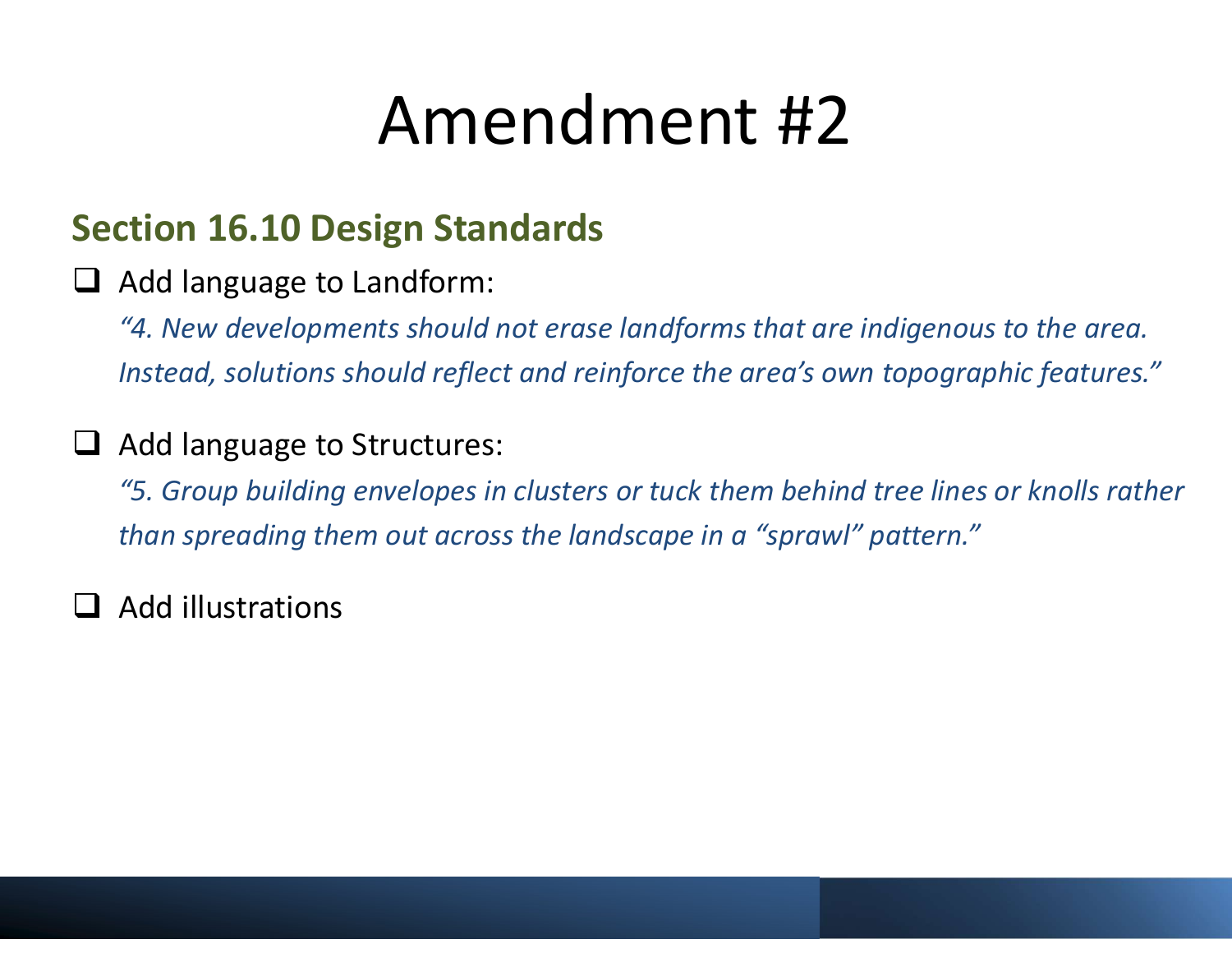# Amendment #2

## Section 16.10 Design Standards

- Add language to Landform:

  *"4. New developments should not erase landforms that are indigenous to the area. Instead, solutions should reflect and reinforce the area's own topographic features."*

- Add language to Structures:

  *"5. Group building envelopes in clusters or tuck them behind tree lines or knolls rather than spreading them out across the landscape in a "sprawl" pattern."*

- Add illustrations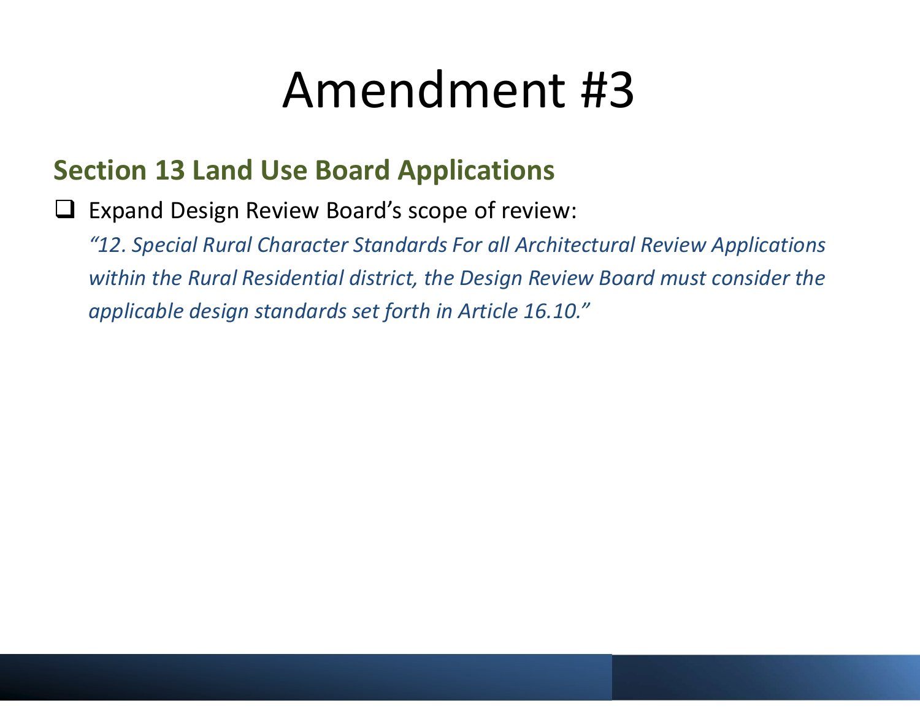# Amendment #3

## Section 13 Land Use Board Applications

- ☐ Expand Design Review Board's scope of review:

  *"12. Special Rural Character Standards For all Architectural Review Applications within the Rural Residential district, the Design Review Board must consider the applicable design standards set forth in Article 16.10."*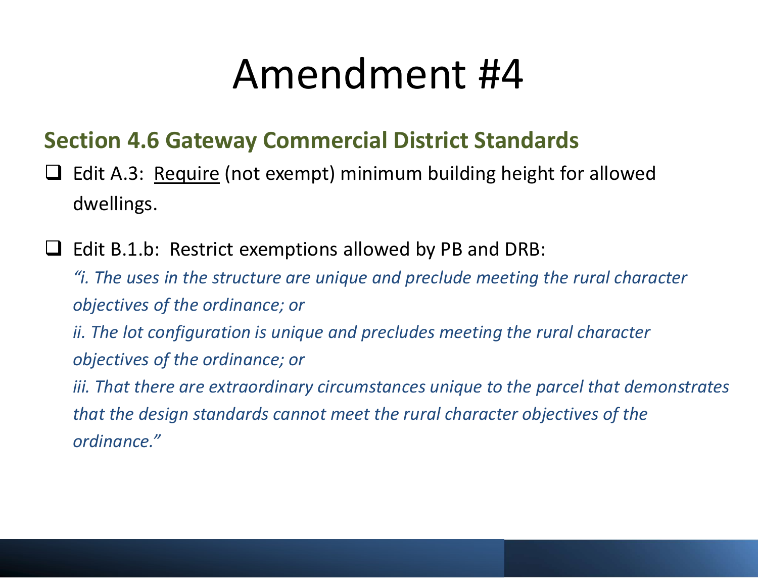# Amendment #4

## Section 4.6 Gateway Commercial District Standards

- ☐ Edit A.3: <u>Require</u> (not exempt) minimum building height for allowed dwellings.

- ☐ Edit B.1.b: Restrict exemptions allowed by PB and DRB:

  *"i. The uses in the structure are unique and preclude meeting the rural character objectives of the ordinance; or*

  *ii. The lot configuration is unique and precludes meeting the rural character objectives of the ordinance; or*

  *iii. That there are extraordinary circumstances unique to the parcel that demonstrates that the design standards cannot meet the rural character objectives of the ordinance."*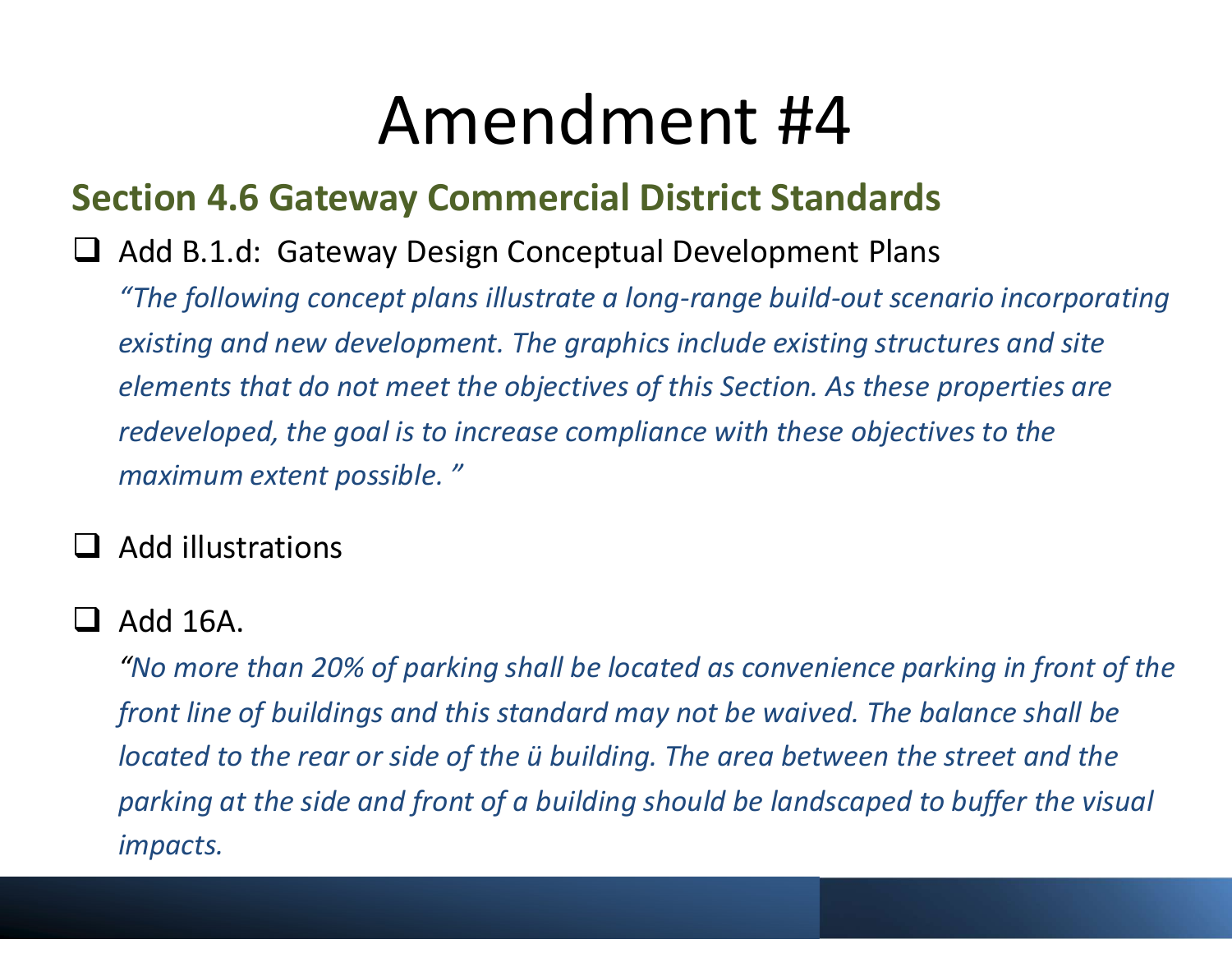# Amendment #4

## Section 4.6 Gateway Commercial District Standards

- ❑ Add B.1.d: Gateway Design Conceptual Development Plans

  *"The following concept plans illustrate a long-range build-out scenario incorporating existing and new development. The graphics include existing structures and site elements that do not meet the objectives of this Section. As these properties are redeveloped, the goal is to increase compliance with these objectives to the maximum extent possible. "*

- ❑ Add illustrations

- ❑ Add 16A.

  *"No more than 20% of parking shall be located as convenience parking in front of the front line of buildings and this standard may not be waived. The balance shall be located to the rear or side of the ü building. The area between the street and the parking at the side and front of a building should be landscaped to buffer the visual impacts.*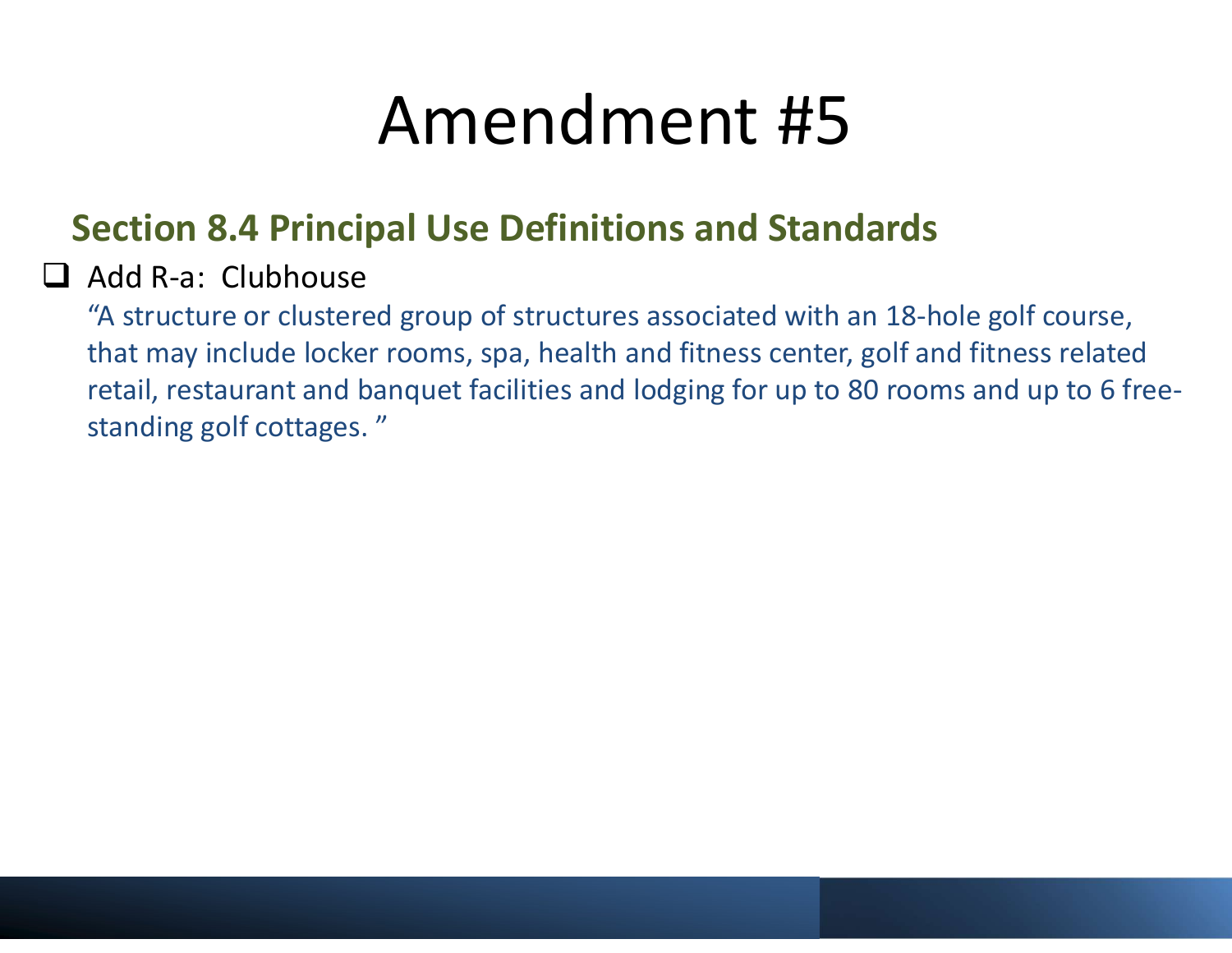# Amendment #5

## Section 8.4 Principal Use Definitions and Standards

- Add R-a: Clubhouse

  "A structure or clustered group of structures associated with an 18-hole golf course, that may include locker rooms, spa, health and fitness center, golf and fitness related retail, restaurant and banquet facilities and lodging for up to 80 rooms and up to 6 free-standing golf cottages. "